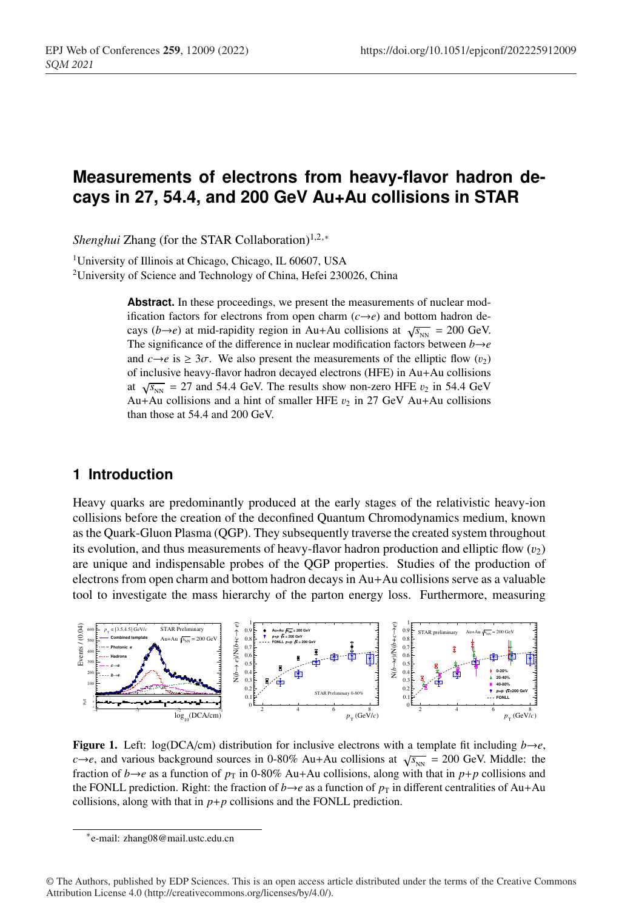# Measurements of electrons from heavy-flavor hadron decays in 27, 54.4, and 200 GeV Au+Au collisions in STAR

*Shenghui* Zhang (for the STAR Collaboration)[1,2,*]

[1]University of Illinois at Chicago, Chicago, IL 60607, USA

[2]University of Science and Technology of China, Hefei 230026, China

**Abstract.** In these proceedings, we present the measurements of nuclear modification factors for electrons from open charm ($c \rightarrow e$) and bottom hadron decays ($b \rightarrow e$) at mid-rapidity region in Au+Au collisions at $\sqrt{s_{\mathrm{NN}}}$ = 200 GeV. The significance of the difference in nuclear modification factors between $b \rightarrow e$ and $c \rightarrow e$ is $\geq 3\sigma$. We also present the measurements of the elliptic flow ($v_2$) of inclusive heavy-flavor hadron decayed electrons (HFE) in Au+Au collisions at $\sqrt{s_{\mathrm{NN}}}$ = 27 and 54.4 GeV. The results show non-zero HFE $v_2$ in 54.4 GeV Au+Au collisions and a hint of smaller HFE $v_2$ in 27 GeV Au+Au collisions than those at 54.4 and 200 GeV.

## 1 Introduction

Heavy quarks are predominantly produced at the early stages of the relativistic heavy-ion collisions before the creation of the deconfined Quantum Chromodynamics medium, known as the Quark-Gluon Plasma (QGP). They subsequently traverse the created system throughout its evolution, and thus measurements of heavy-flavor hadron production and elliptic flow ($v_2$) are unique and indispensable probes of the QGP properties. Studies of the production of electrons from open charm and bottom hadron decays in Au+Au collisions serve as a valuable tool to investigate the mass hierarchy of the parton energy loss. Furthermore, measuring

**Figure 1.** Left: log(DCA/cm) distribution for inclusive electrons with a template fit including $b \rightarrow e$, $c \rightarrow e$, and various background sources in 0-80% Au+Au collisions at $\sqrt{s_{\mathrm{NN}}}$ = 200 GeV. Middle: the fraction of $b \rightarrow e$ as a function of $p_{\mathrm{T}}$ in 0-80% Au+Au collisions, along with that in $p$+$p$ collisions and the FONLL prediction. Right: the fraction of $b \rightarrow e$ as a function of $p_{\mathrm{T}}$ in different centralities of Au+Au collisions, along with that in $p$+$p$ collisions and the FONLL prediction.

[*]e-mail: zhang08@mail.ustc.edu.cn

© The Authors, published by EDP Sciences. This is an open access article distributed under the terms of the Creative Commons Attribution License 4.0 (http://creativecommons.org/licenses/by/4.0/).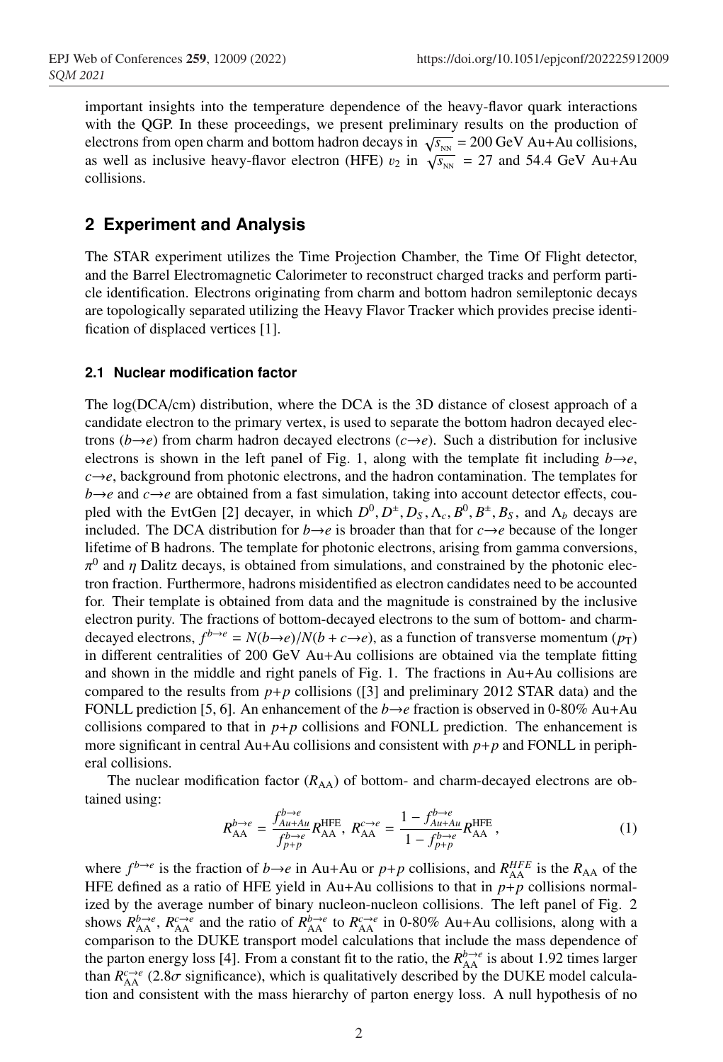important insights into the temperature dependence of the heavy-flavor quark interactions with the QGP. In these proceedings, we present preliminary results on the production of electrons from open charm and bottom hadron decays in $\sqrt{s_{_{\rm NN}}} = 200$ GeV Au+Au collisions, as well as inclusive heavy-flavor electron (HFE) $v_2$ in $\sqrt{s_{_{\rm NN}}} = 27$ and 54.4 GeV Au+Au collisions.

## 2 Experiment and Analysis

The STAR experiment utilizes the Time Projection Chamber, the Time Of Flight detector, and the Barrel Electromagnetic Calorimeter to reconstruct charged tracks and perform particle identification. Electrons originating from charm and bottom hadron semileptonic decays are topologically separated utilizing the Heavy Flavor Tracker which provides precise identification of displaced vertices [1].

### 2.1 Nuclear modification factor

The log(DCA/cm) distribution, where the DCA is the 3D distance of closest approach of a candidate electron to the primary vertex, is used to separate the bottom hadron decayed electrons ($b{\to}e$) from charm hadron decayed electrons ($c{\to}e$). Such a distribution for inclusive electrons is shown in the left panel of Fig. 1, along with the template fit including $b{\to}e$, $c{\to}e$, background from photonic electrons, and the hadron contamination. The templates for $b{\to}e$ and $c{\to}e$ are obtained from a fast simulation, taking into account detector effects, coupled with the EvtGen [2] decayer, in which $D^0, D^{\pm}, D_S, \Lambda_c, B^0, B^{\pm}, B_S$, and $\Lambda_b$ decays are included. The DCA distribution for $b{\to}e$ is broader than that for $c{\to}e$ because of the longer lifetime of B hadrons. The template for photonic electrons, arising from gamma conversions, $\pi^0$ and $\eta$ Dalitz decays, is obtained from simulations, and constrained by the photonic electron fraction. Furthermore, hadrons misidentified as electron candidates need to be accounted for. Their template is obtained from data and the magnitude is constrained by the inclusive electron purity. The fractions of bottom-decayed electrons to the sum of bottom- and charm-decayed electrons, $f^{b\to e} = N(b{\to}e)/N(b+c{\to}e)$, as a function of transverse momentum ($p_{\rm T}$) in different centralities of 200 GeV Au+Au collisions are obtained via the template fitting and shown in the middle and right panels of Fig. 1. The fractions in Au+Au collisions are compared to the results from $p$+$p$ collisions ([3] and preliminary 2012 STAR data) and the FONLL prediction [5, 6]. An enhancement of the $b{\to}e$ fraction is observed in 0-80% Au+Au collisions compared to that in $p$+$p$ collisions and FONLL prediction. The enhancement is more significant in central Au+Au collisions and consistent with $p$+$p$ and FONLL in peripheral collisions.

The nuclear modification factor ($R_{\rm AA}$) of bottom- and charm-decayed electrons are obtained using:

$$R_{\rm AA}^{b\to e} = \frac{f_{Au+Au}^{b\to e}}{f_{p+p}^{b\to e}} R_{\rm AA}^{\rm HFE},\ R_{\rm AA}^{c\to e} = \frac{1 - f_{Au+Au}^{b\to e}}{1 - f_{p+p}^{b\to e}} R_{\rm AA}^{\rm HFE}, \tag{1}$$

where $f^{b\to e}$ is the fraction of $b{\to}e$ in Au+Au or $p$+$p$ collisions, and $R_{\rm AA}^{HFE}$ is the $R_{\rm AA}$ of the HFE defined as a ratio of HFE yield in Au+Au collisions to that in $p$+$p$ collisions normalized by the average number of binary nucleon-nucleon collisions. The left panel of Fig. 2 shows $R_{\rm AA}^{b\to e}$, $R_{\rm AA}^{c\to e}$ and the ratio of $R_{\rm AA}^{b\to e}$ to $R_{\rm AA}^{c\to e}$ in 0-80% Au+Au collisions, along with a comparison to the DUKE transport model calculations that include the mass dependence of the parton energy loss [4]. From a constant fit to the ratio, the $R_{\rm AA}^{b\to e}$ is about 1.92 times larger than $R_{\rm AA}^{c\to e}$ (2.8$\sigma$ significance), which is qualitatively described by the DUKE model calculation and consistent with the mass hierarchy of parton energy loss. A null hypothesis of no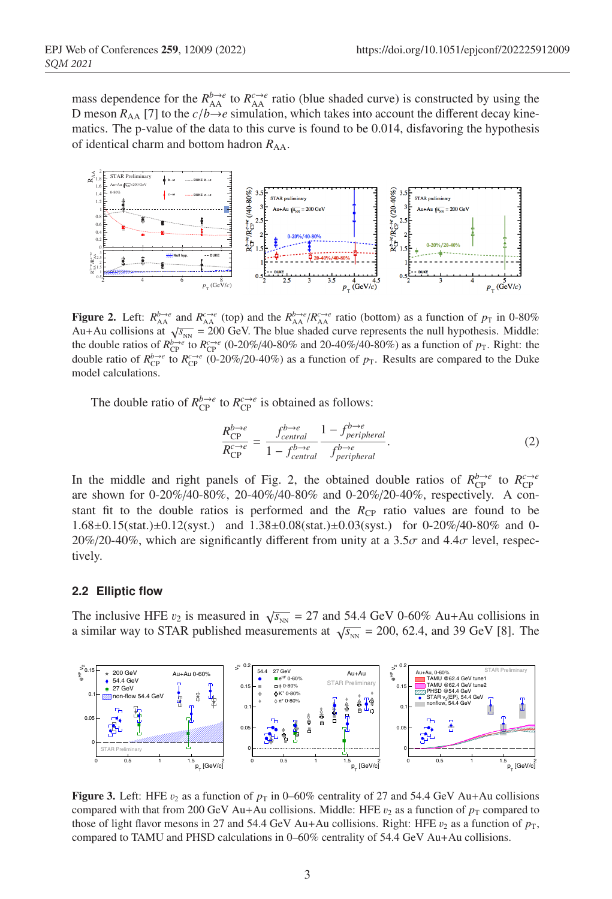mass dependence for the $R_{AA}^{b\to e}$ to $R_{AA}^{c\to e}$ ratio (blue shaded curve) is constructed by using the D meson $R_{AA}$ [7] to the $c/b\to e$ simulation, which takes into account the different decay kinematics. The p-value of the data to this curve is found to be 0.014, disfavoring the hypothesis of identical charm and bottom hadron $R_{AA}$.

**Figure 2.** Left: $R_{AA}^{b\to e}$ and $R_{AA}^{c\to e}$ (top) and the $R_{AA}^{b\to e}/R_{AA}^{c\to e}$ ratio (bottom) as a function of $p_T$ in 0-80% Au+Au collisions at $\sqrt{s_{NN}} = 200$ GeV. The blue shaded curve represents the null hypothesis. Middle: the double ratios of $R_{CP}^{b\to e}$ to $R_{CP}^{c\to e}$ (0-20%/40-80% and 20-40%/40-80%) as a function of $p_T$. Right: the double ratio of $R_{CP}^{b\to e}$ to $R_{CP}^{c\to e}$ (0-20%/20-40%) as a function of $p_T$. Results are compared to the Duke model calculations.

The double ratio of $R_{CP}^{b\to e}$ to $R_{CP}^{c\to e}$ is obtained as follows:

$$\frac{R_{CP}^{b\to e}}{R_{CP}^{c\to e}} = \frac{f_{central}^{b\to e}}{1 - f_{central}^{b\to e}} \frac{1 - f_{peripheral}^{b\to e}}{f_{peripheral}^{b\to e}}. \tag{2}$$

In the middle and right panels of Fig. 2, the obtained double ratios of $R_{CP}^{b\to e}$ to $R_{CP}^{c\to e}$ are shown for 0-20%/40-80%, 20-40%/40-80% and 0-20%/20-40%, respectively. A constant fit to the double ratios is performed and the $R_{CP}$ ratio values are found to be 1.68±0.15(stat.)±0.12(syst.) and 1.38±0.08(stat.)±0.03(syst.) for 0-20%/40-80% and 0-20%/20-40%, which are significantly different from unity at a 3.5$\sigma$ and 4.4$\sigma$ level, respectively.

### 2.2 Elliptic flow

The inclusive HFE $v_2$ is measured in $\sqrt{s_{NN}} = 27$ and 54.4 GeV 0-60% Au+Au collisions in a similar way to STAR published measurements at $\sqrt{s_{NN}} = 200$, 62.4, and 39 GeV [8]. The

**Figure 3.** Left: HFE $v_2$ as a function of $p_T$ in 0–60% centrality of 27 and 54.4 GeV Au+Au collisions compared with that from 200 GeV Au+Au collisions. Middle: HFE $v_2$ as a function of $p_T$ compared to those of light flavor mesons in 27 and 54.4 GeV Au+Au collisions. Right: HFE $v_2$ as a function of $p_T$, compared to TAMU and PHSD calculations in 0–60% centrality of 54.4 GeV Au+Au collisions.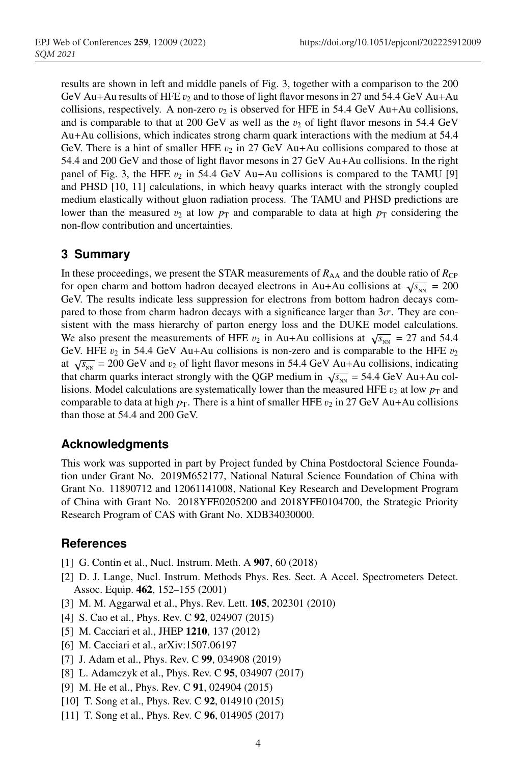results are shown in left and middle panels of Fig. 3, together with a comparison to the 200 GeV Au+Au results of HFE $v_2$ and to those of light flavor mesons in 27 and 54.4 GeV Au+Au collisions, respectively. A non-zero $v_2$ is observed for HFE in 54.4 GeV Au+Au collisions, and is comparable to that at 200 GeV as well as the $v_2$ of light flavor mesons in 54.4 GeV Au+Au collisions, which indicates strong charm quark interactions with the medium at 54.4 GeV. There is a hint of smaller HFE $v_2$ in 27 GeV Au+Au collisions compared to those at 54.4 and 200 GeV and those of light flavor mesons in 27 GeV Au+Au collisions. In the right panel of Fig. 3, the HFE $v_2$ in 54.4 GeV Au+Au collisions is compared to the TAMU [9] and PHSD [10, 11] calculations, in which heavy quarks interact with the strongly coupled medium elastically without gluon radiation process. The TAMU and PHSD predictions are lower than the measured $v_2$ at low $p_T$ and comparable to data at high $p_T$ considering the non-flow contribution and uncertainties.

## 3 Summary

In these proceedings, we present the STAR measurements of $R_{AA}$ and the double ratio of $R_{CP}$ for open charm and bottom hadron decayed electrons in Au+Au collisions at $\sqrt{s_{NN}}$ = 200 GeV. The results indicate less suppression for electrons from bottom hadron decays compared to those from charm hadron decays with a significance larger than $3\sigma$. They are consistent with the mass hierarchy of parton energy loss and the DUKE model calculations. We also present the measurements of HFE $v_2$ in Au+Au collisions at $\sqrt{s_{NN}}$ = 27 and 54.4 GeV. HFE $v_2$ in 54.4 GeV Au+Au collisions is non-zero and is comparable to the HFE $v_2$ at $\sqrt{s_{NN}}$ = 200 GeV and $v_2$ of light flavor mesons in 54.4 GeV Au+Au collisions, indicating that charm quarks interact strongly with the QGP medium in $\sqrt{s_{NN}}$ = 54.4 GeV Au+Au collisions. Model calculations are systematically lower than the measured HFE $v_2$ at low $p_T$ and comparable to data at high $p_T$. There is a hint of smaller HFE $v_2$ in 27 GeV Au+Au collisions than those at 54.4 and 200 GeV.

## Acknowledgments

This work was supported in part by Project funded by China Postdoctoral Science Foundation under Grant No. 2019M652177, National Natural Science Foundation of China with Grant No. 11890712 and 12061141008, National Key Research and Development Program of China with Grant No. 2018YFE0205200 and 2018YFE0104700, the Strategic Priority Research Program of CAS with Grant No. XDB34030000.

## References

[1] G. Contin et al., Nucl. Instrum. Meth. A **907**, 60 (2018)

[2] D. J. Lange, Nucl. Instrum. Methods Phys. Res. Sect. A Accel. Spectrometers Detect. Assoc. Equip. **462**, 152–155 (2001)

[3] M. M. Aggarwal et al., Phys. Rev. Lett. **105**, 202301 (2010)

[4] S. Cao et al., Phys. Rev. C **92**, 024907 (2015)

[5] M. Cacciari et al., JHEP **1210**, 137 (2012)

[6] M. Cacciari et al., arXiv:1507.06197

[7] J. Adam et al., Phys. Rev. C **99**, 034908 (2019)

[8] L. Adamczyk et al., Phys. Rev. C **95**, 034907 (2017)

[9] M. He et al., Phys. Rev. C **91**, 024904 (2015)

[10] T. Song et al., Phys. Rev. C **92**, 014910 (2015)

[11] T. Song et al., Phys. Rev. C **96**, 014905 (2017)